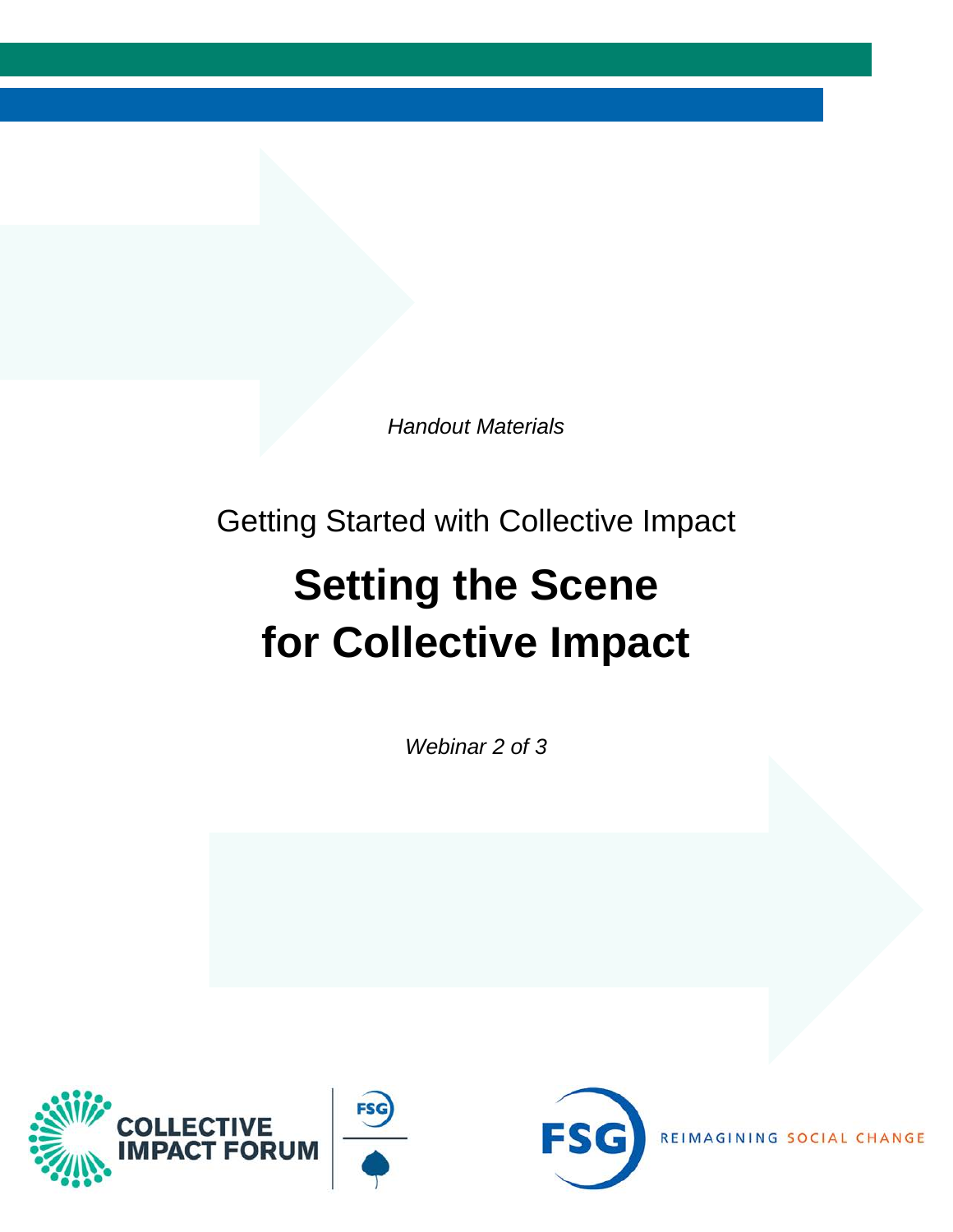*Handout Materials*

Getting Started with Collective Impact

# Setting the Scene for Collective Impact

*Webinar 2 of 3*

COLLECTIVE IMPACT FORUM

FSG

FSG REIMAGINING SOCIAL CHANGE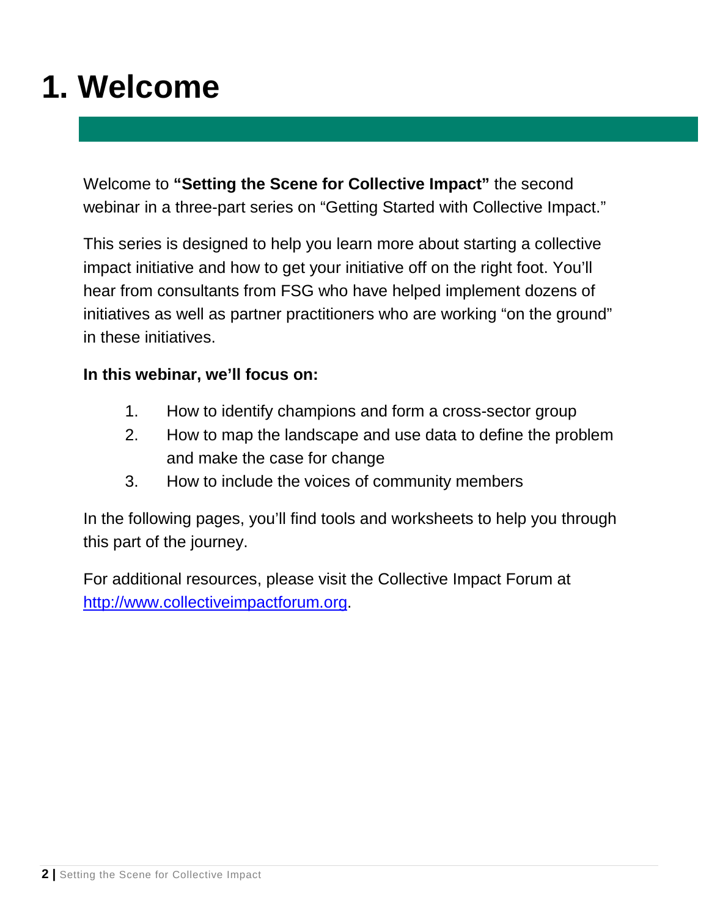# 1. Welcome

Welcome to **"Setting the Scene for Collective Impact"** the second webinar in a three-part series on "Getting Started with Collective Impact."

This series is designed to help you learn more about starting a collective impact initiative and how to get your initiative off on the right foot. You'll hear from consultants from FSG who have helped implement dozens of initiatives as well as partner practitioners who are working "on the ground" in these initiatives.

**In this webinar, we'll focus on:**

1. How to identify champions and form a cross-sector group
2. How to map the landscape and use data to define the problem and make the case for change
3. How to include the voices of community members

In the following pages, you'll find tools and worksheets to help you through this part of the journey.

For additional resources, please visit the Collective Impact Forum at [http://www.collectiveimpactforum.org](http://www.collectiveimpactforum.org).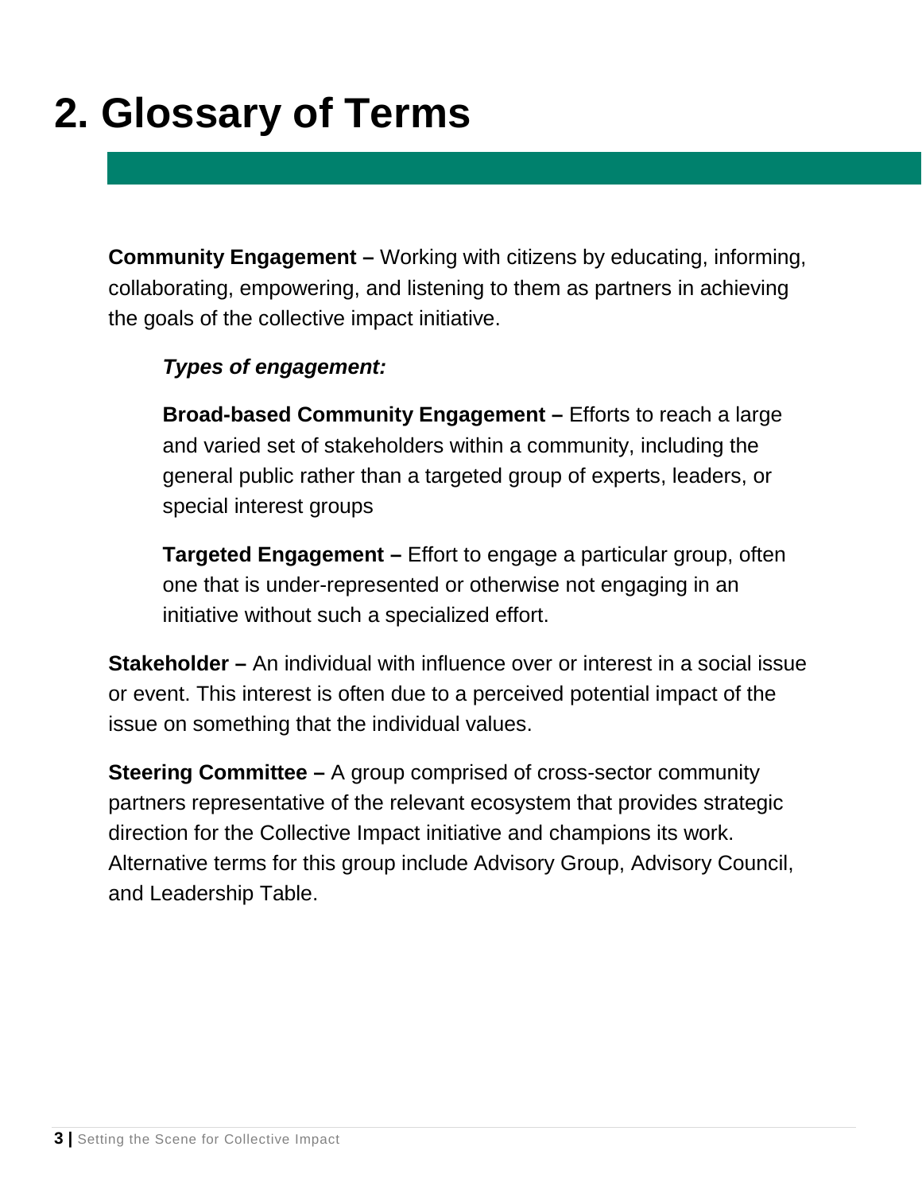# 2. Glossary of Terms

**Community Engagement –** Working with citizens by educating, informing, collaborating, empowering, and listening to them as partners in achieving the goals of the collective impact initiative.

***Types of engagement:***

**Broad-based Community Engagement –** Efforts to reach a large and varied set of stakeholders within a community, including the general public rather than a targeted group of experts, leaders, or special interest groups

**Targeted Engagement –** Effort to engage a particular group, often one that is under-represented or otherwise not engaging in an initiative without such a specialized effort.

**Stakeholder –** An individual with influence over or interest in a social issue or event. This interest is often due to a perceived potential impact of the issue on something that the individual values.

**Steering Committee –** A group comprised of cross-sector community partners representative of the relevant ecosystem that provides strategic direction for the Collective Impact initiative and champions its work. Alternative terms for this group include Advisory Group, Advisory Council, and Leadership Table.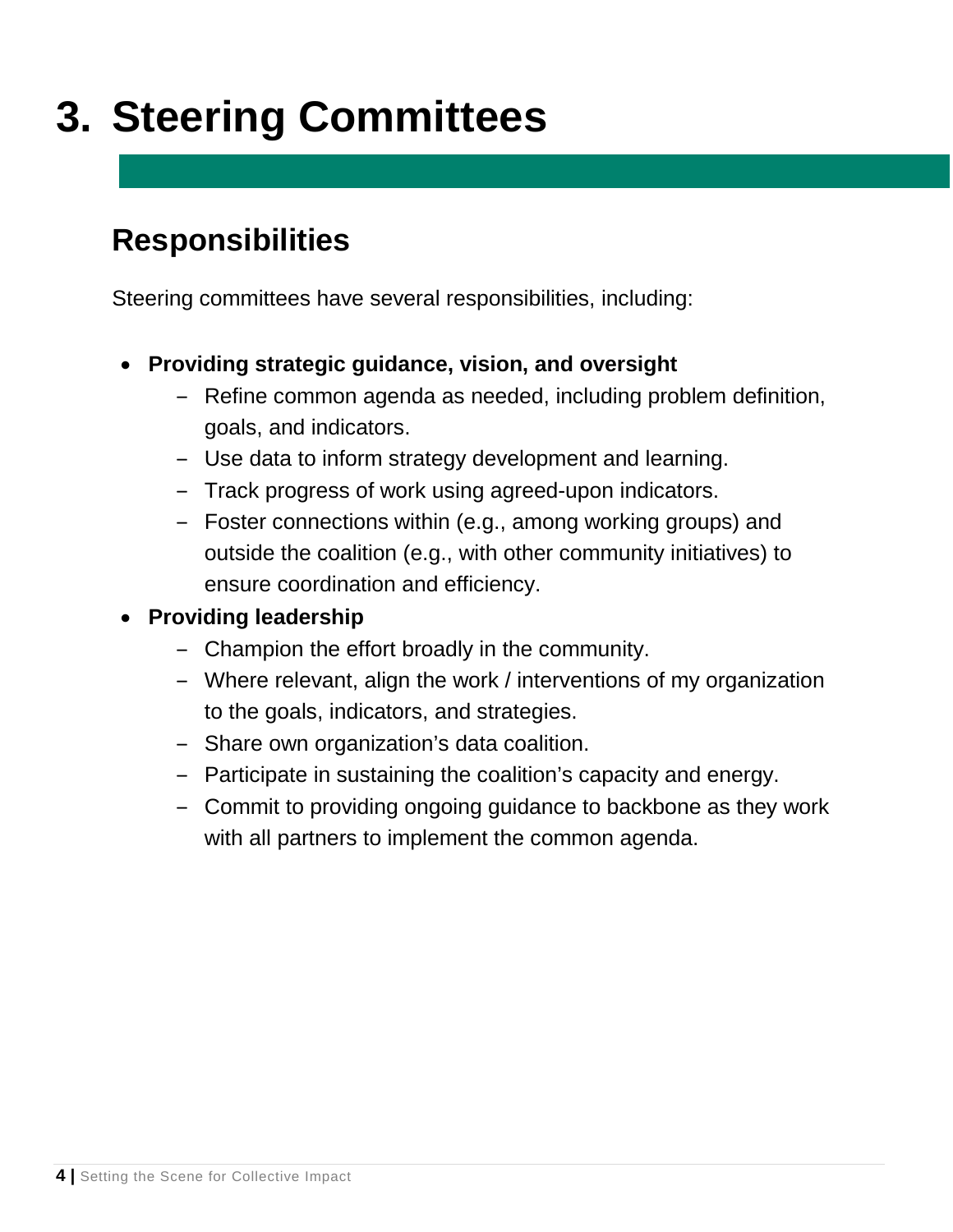# 3. Steering Committees

## Responsibilities

Steering committees have several responsibilities, including:

- **Providing strategic guidance, vision, and oversight**
  - Refine common agenda as needed, including problem definition, goals, and indicators.
  - Use data to inform strategy development and learning.
  - Track progress of work using agreed-upon indicators.
  - Foster connections within (e.g., among working groups) and outside the coalition (e.g., with other community initiatives) to ensure coordination and efficiency.
- **Providing leadership**
  - Champion the effort broadly in the community.
  - Where relevant, align the work / interventions of my organization to the goals, indicators, and strategies.
  - Share own organization's data coalition.
  - Participate in sustaining the coalition's capacity and energy.
  - Commit to providing ongoing guidance to backbone as they work with all partners to implement the common agenda.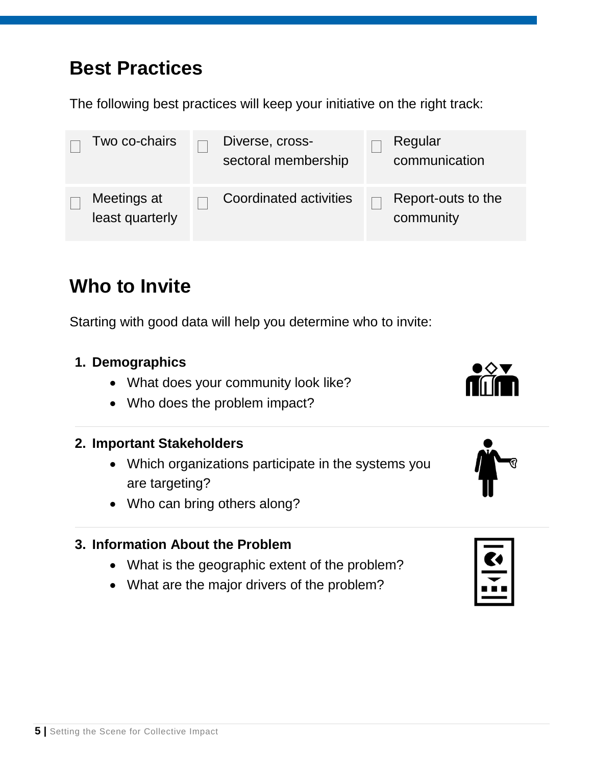## Best Practices

The following best practices will keep your initiative on the right track:

| | | |
|---|---|---|
| ☐ Two co-chairs | ☐ Diverse, cross-sectoral membership | ☐ Regular communication |
| ☐ Meetings at least quarterly | ☐ Coordinated activities | ☐ Report-outs to the community |

## Who to Invite

Starting with good data will help you determine who to invite:

1. **Demographics**
   - What does your community look like?
   - Who does the problem impact?
2. **Important Stakeholders**
   - Which organizations participate in the systems you are targeting?
   - Who can bring others along?
3. **Information About the Problem**
   - What is the geographic extent of the problem?
   - What are the major drivers of the problem?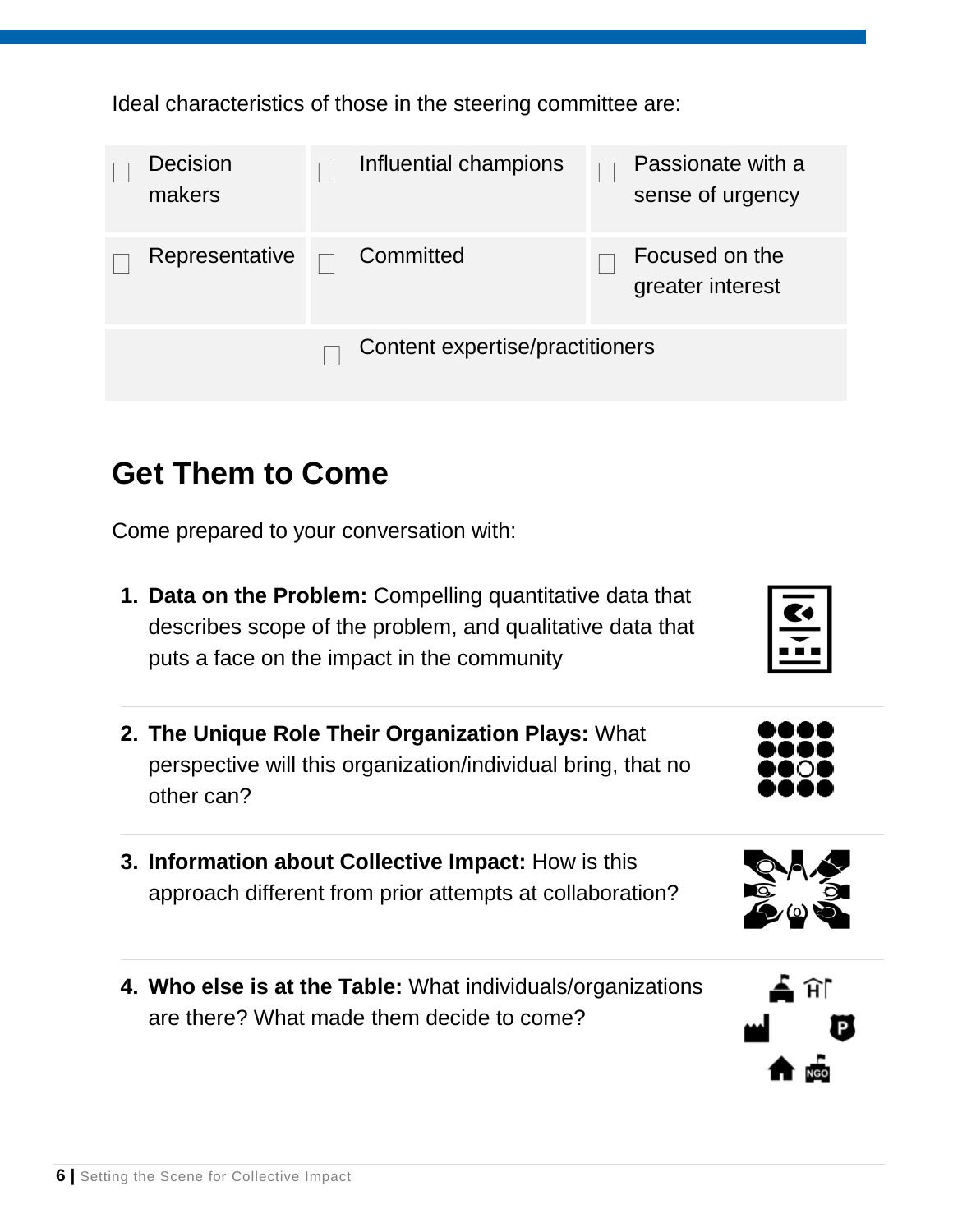Ideal characteristics of those in the steering committee are:

| | | |
|---|---|---|
| ☐ Decision makers | ☐ Influential champions | ☐ Passionate with a sense of urgency |
| ☐ Representative | ☐ Committed | ☐ Focused on the greater interest |
| | ☐ Content expertise/practitioners | |

## Get Them to Come

Come prepared to your conversation with:

1. **Data on the Problem:** Compelling quantitative data that describes scope of the problem, and qualitative data that puts a face on the impact in the community
2. **The Unique Role Their Organization Plays:** What perspective will this organization/individual bring, that no other can?
3. **Information about Collective Impact:** How is this approach different from prior attempts at collaboration?
4. **Who else is at the Table:** What individuals/organizations are there? What made them decide to come?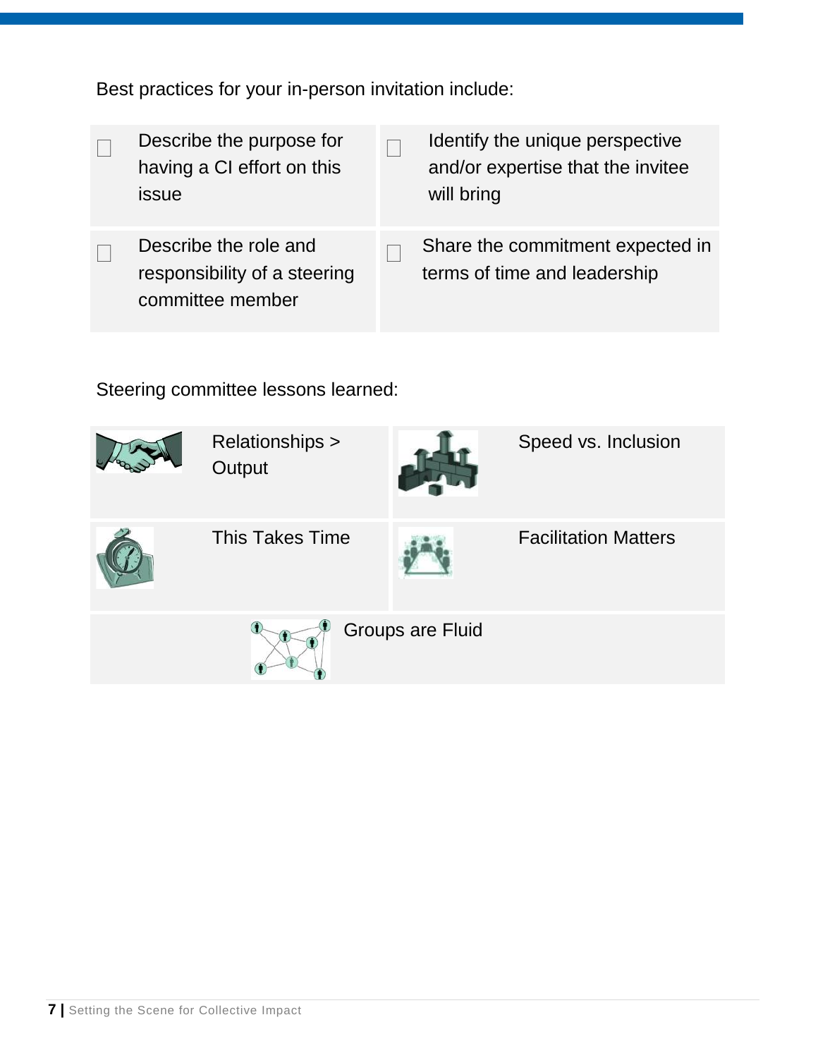Best practices for your in-person invitation include:

- [ ] Describe the purpose for having a CI effort on this issue
- [ ] Identify the unique perspective and/or expertise that the invitee will bring
- [ ] Describe the role and responsibility of a steering committee member
- [ ] Share the commitment expected in terms of time and leadership

Steering committee lessons learned:

- Relationships > Output
- Speed vs. Inclusion
- This Takes Time
- Facilitation Matters
- Groups are Fluid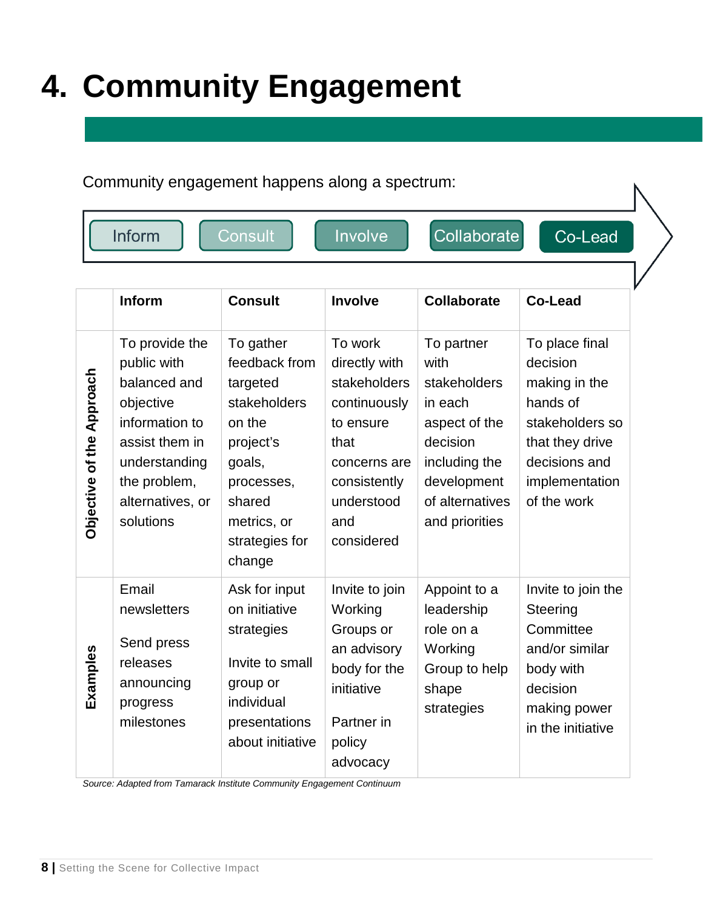# 4. Community Engagement

Community engagement happens along a spectrum:

Inform → Consult → Involve → Collaborate → Co-Lead

| | Inform | Consult | Involve | Collaborate | Co-Lead |
|---|---|---|---|---|---|
| **Objective of the Approach** | To provide the public with balanced and objective information to assist them in understanding the problem, alternatives, or solutions | To gather feedback from targeted stakeholders on the project's goals, processes, shared metrics, or strategies for change | To work directly with stakeholders continuously to ensure that concerns are consistently understood and considered | To partner with stakeholders in each aspect of the decision including the development of alternatives and priorities | To place final decision making in the hands of stakeholders so that they drive decisions and implementation of the work |
| **Examples** | Email newsletters<br><br>Send press releases announcing progress milestones | Ask for input on initiative strategies<br><br>Invite to small group or individual presentations about initiative | Invite to join Working Groups or an advisory body for the initiative<br><br>Partner in policy advocacy | Appoint to a leadership role on a Working Group to help shape strategies | Invite to join the Steering Committee and/or similar body with decision making power in the initiative |

*Source: Adapted from Tamarack Institute Community Engagement Continuum*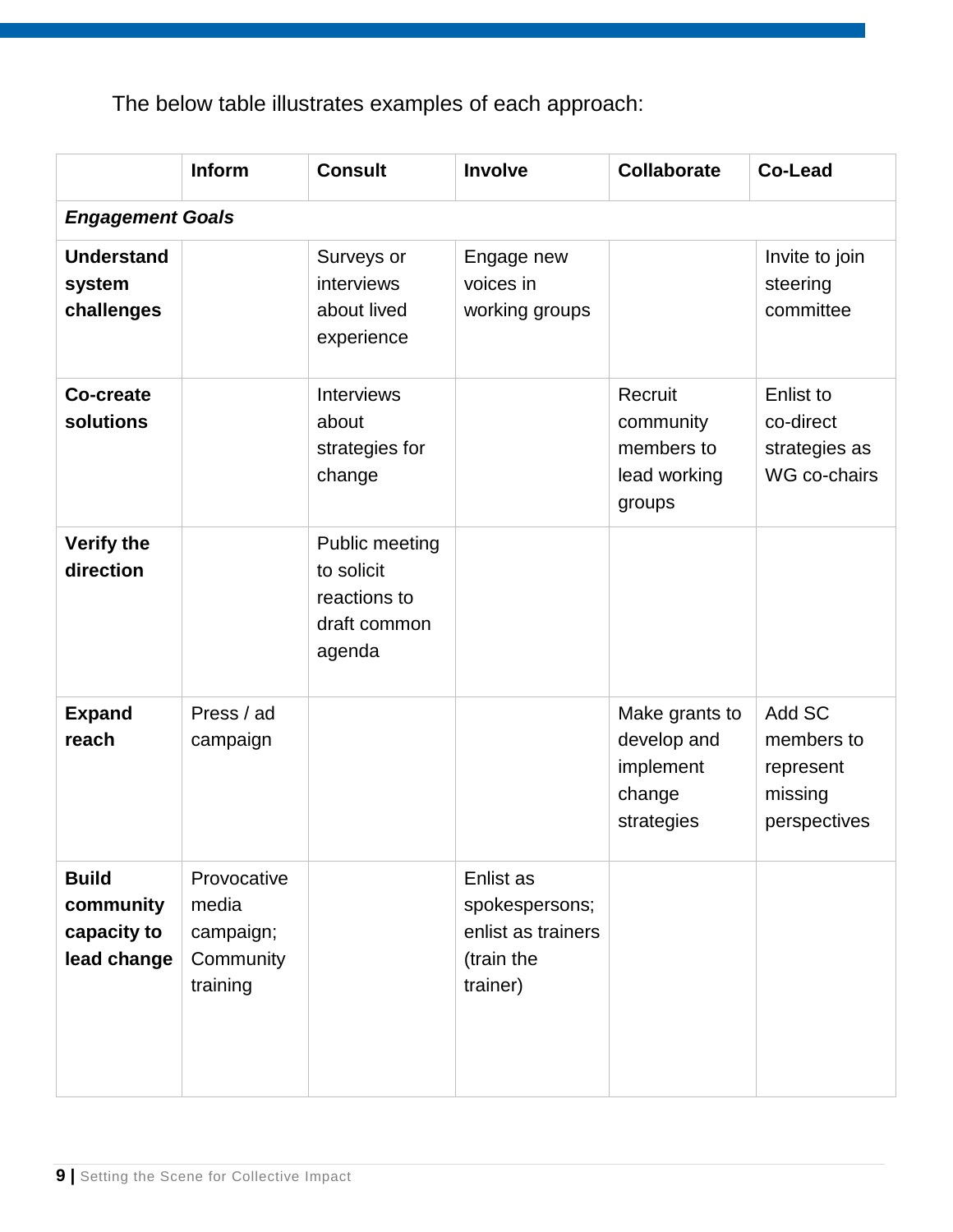The below table illustrates examples of each approach:

| | **Inform** | **Consult** | **Involve** | **Collaborate** | **Co-Lead** |
|---|---|---|---|---|---|
| ***Engagement Goals*** | | | | | |
| **Understand system challenges** | | Surveys or interviews about lived experience | Engage new voices in working groups | | Invite to join steering committee |
| **Co-create solutions** | | Interviews about strategies for change | | Recruit community members to lead working groups | Enlist to co-direct strategies as WG co-chairs |
| **Verify the direction** | | Public meeting to solicit reactions to draft common agenda | | | |
| **Expand reach** | Press / ad campaign | | | Make grants to develop and implement change strategies | Add SC members to represent missing perspectives |
| **Build community capacity to lead change** | Provocative media campaign; Community training | | Enlist as spokespersons; enlist as trainers (train the trainer) | | |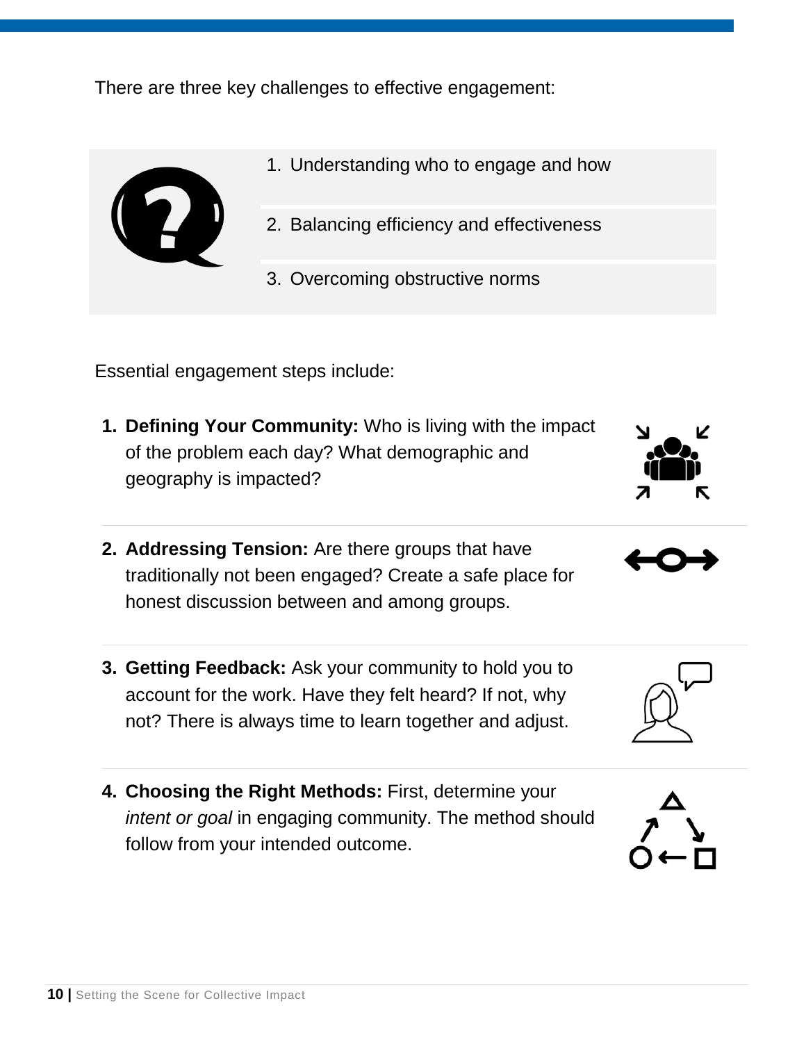There are three key challenges to effective engagement:

1. Understanding who to engage and how
2. Balancing efficiency and effectiveness
3. Overcoming obstructive norms

Essential engagement steps include:

1. **Defining Your Community:** Who is living with the impact of the problem each day? What demographic and geography is impacted?

2. **Addressing Tension:** Are there groups that have traditionally not been engaged? Create a safe place for honest discussion between and among groups.

3. **Getting Feedback:** Ask your community to hold you to account for the work. Have they felt heard? If not, why not? There is always time to learn together and adjust.

4. **Choosing the Right Methods:** First, determine your *intent or goal* in engaging community. The method should follow from your intended outcome.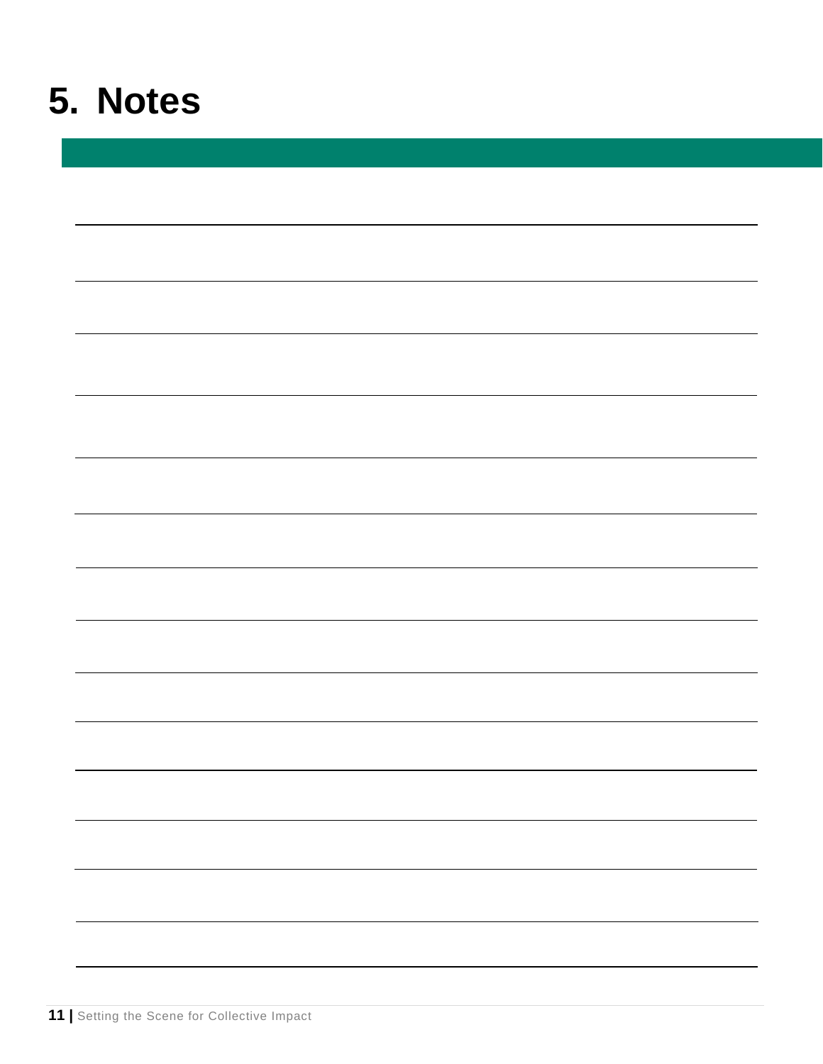# 5. Notes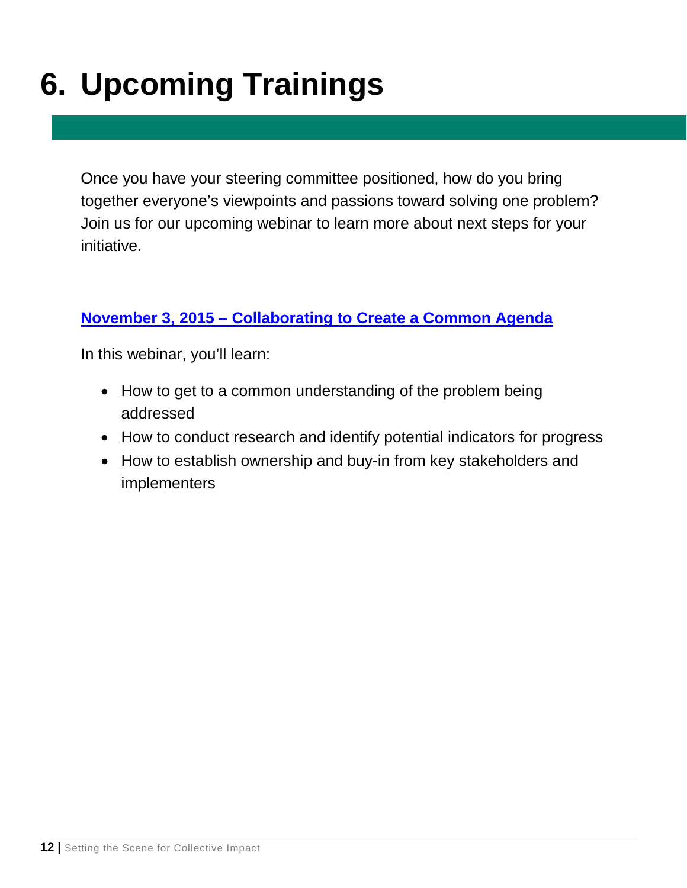# 6. Upcoming Trainings

Once you have your steering committee positioned, how do you bring together everyone's viewpoints and passions toward solving one problem? Join us for our upcoming webinar to learn more about next steps for your initiative.

**November 3, 2015 – Collaborating to Create a Common Agenda**

In this webinar, you'll learn:

- How to get to a common understanding of the problem being addressed
- How to conduct research and identify potential indicators for progress
- How to establish ownership and buy-in from key stakeholders and implementers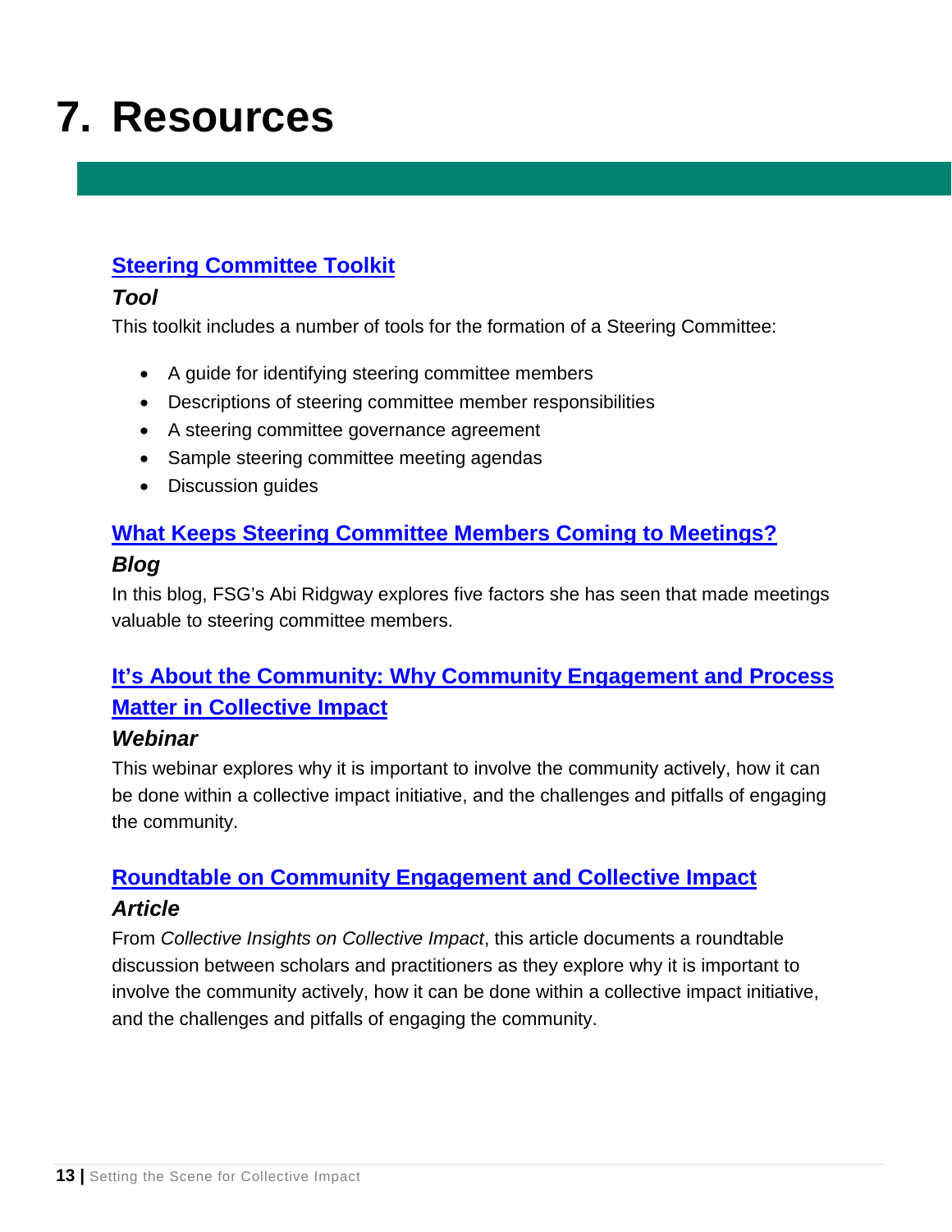# 7. Resources

### Steering Committee Toolkit

***Tool***

This toolkit includes a number of tools for the formation of a Steering Committee:

- A guide for identifying steering committee members
- Descriptions of steering committee member responsibilities
- A steering committee governance agreement
- Sample steering committee meeting agendas
- Discussion guides

### What Keeps Steering Committee Members Coming to Meetings?

***Blog***

In this blog, FSG's Abi Ridgway explores five factors she has seen that made meetings valuable to steering committee members.

### It's About the Community: Why Community Engagement and Process Matter in Collective Impact

***Webinar***

This webinar explores why it is important to involve the community actively, how it can be done within a collective impact initiative, and the challenges and pitfalls of engaging the community.

### Roundtable on Community Engagement and Collective Impact

***Article***

From *Collective Insights on Collective Impact*, this article documents a roundtable discussion between scholars and practitioners as they explore why it is important to involve the community actively, how it can be done within a collective impact initiative, and the challenges and pitfalls of engaging the community.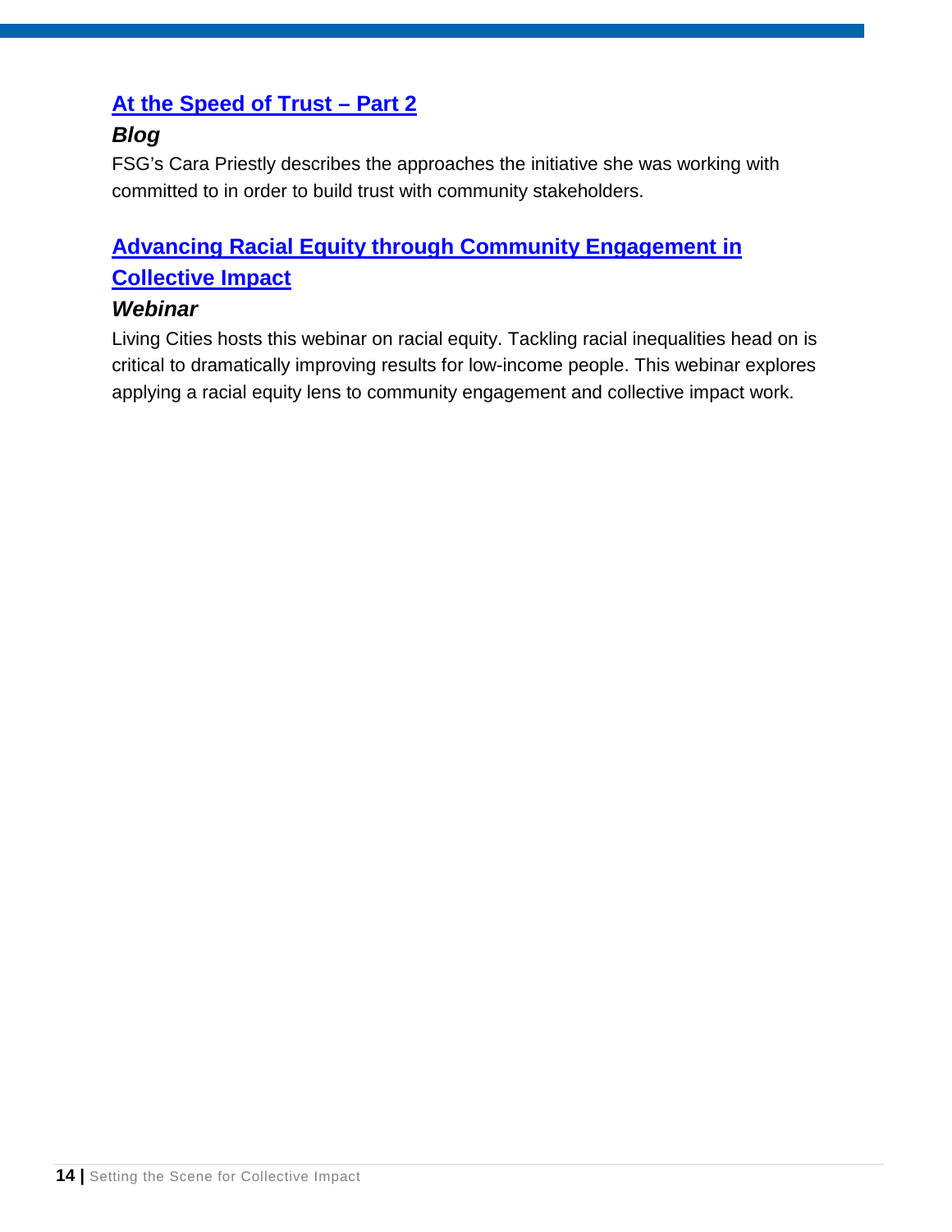### [At the Speed of Trust – Part 2]

***Blog***

FSG's Cara Priestly describes the approaches the initiative she was working with committed to in order to build trust with community stakeholders.

### [Advancing Racial Equity through Community Engagement in Collective Impact]

***Webinar***

Living Cities hosts this webinar on racial equity. Tackling racial inequalities head on is critical to dramatically improving results for low-income people. This webinar explores applying a racial equity lens to community engagement and collective impact work.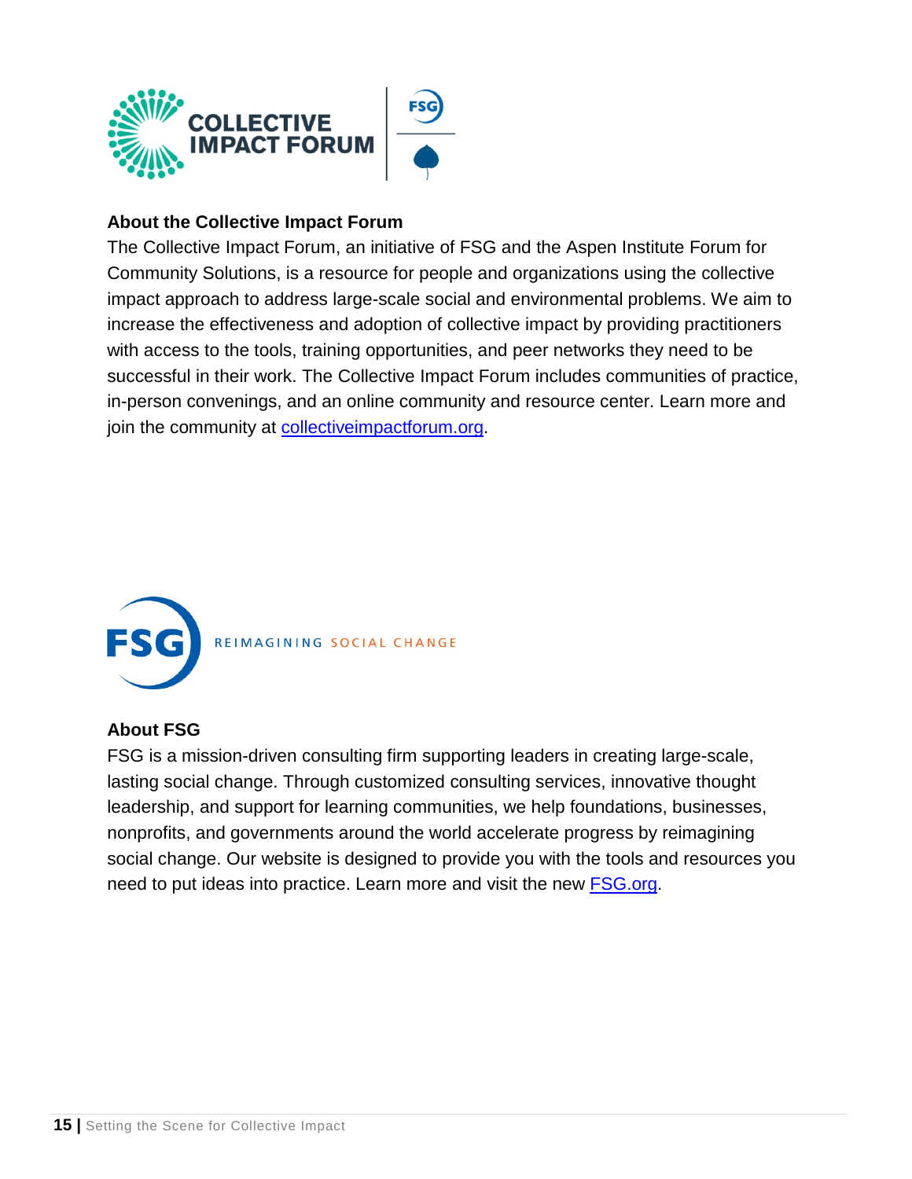## About the Collective Impact Forum

The Collective Impact Forum, an initiative of FSG and the Aspen Institute Forum for Community Solutions, is a resource for people and organizations using the collective impact approach to address large-scale social and environmental problems. We aim to increase the effectiveness and adoption of collective impact by providing practitioners with access to the tools, training opportunities, and peer networks they need to be successful in their work. The Collective Impact Forum includes communities of practice, in-person convenings, and an online community and resource center. Learn more and join the community at collectiveimpactforum.org.

## About FSG

FSG is a mission-driven consulting firm supporting leaders in creating large-scale, lasting social change. Through customized consulting services, innovative thought leadership, and support for learning communities, we help foundations, businesses, nonprofits, and governments around the world accelerate progress by reimagining social change. Our website is designed to provide you with the tools and resources you need to put ideas into practice. Learn more and visit the new FSG.org.